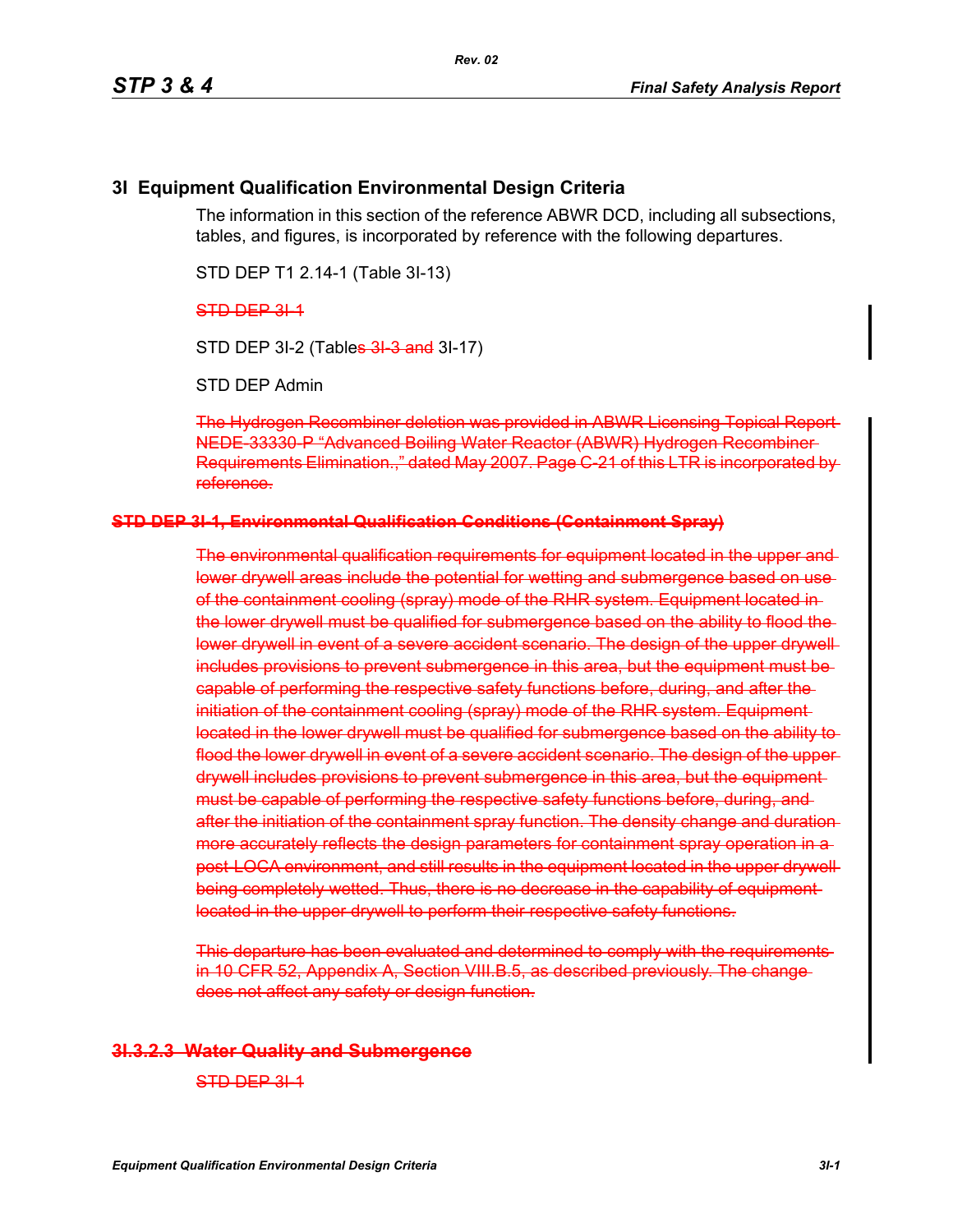# 3I Equipment Qualification Environmental Design Criteria

The information in this section of the reference ABWR DCD, including all subsections, tables, and figures, is incorporated by reference with the following departures.

STD DEP T1 2.14-1 (Table 3I-13)

~~STD DEP 3I-1~~

STD DEP 3I-2 (Table~~s 3I-3 and~~ 3I-17)

STD DEP Admin

~~The Hydrogen Recombiner deletion was provided in ABWR Licensing Topical Report NEDE-33330-P "Advanced Boiling Water Reactor (ABWR) Hydrogen Recombiner Requirements Elimination.," dated May 2007. Page C-21 of this LTR is incorporated by reference.~~

**~~STD DEP 3I-1, Environmental Qualification Conditions (Containment Spray)~~**

~~The environmental qualification requirements for equipment located in the upper and lower drywell areas include the potential for wetting and submergence based on use of the containment cooling (spray) mode of the RHR system. Equipment located in the lower drywell must be qualified for submergence based on the ability to flood the lower drywell in event of a severe accident scenario. The design of the upper drywell includes provisions to prevent submergence in this area, but the equipment must be capable of performing the respective safety functions before, during, and after the initiation of the containment cooling (spray) mode of the RHR system. Equipment located in the lower drywell must be qualified for submergence based on the ability to flood the lower drywell in event of a severe accident scenario. The design of the upper drywell includes provisions to prevent submergence in this area, but the equipment must be capable of performing the respective safety functions before, during, and after the initiation of the containment spray function. The density change and duration more accurately reflects the design parameters for containment spray operation in a post-LOCA environment, and still results in the equipment located in the upper drywell being completely wetted. Thus, there is no decrease in the capability of equipment located in the upper drywell to perform their respective safety functions.~~

~~This departure has been evaluated and determined to comply with the requirements in 10 CFR 52, Appendix A, Section VIII.B.5, as described previously. The change does not affect any safety or design function.~~

## ~~3I.3.2.3 Water Quality and Submergence~~

~~STD DEP 3I-1~~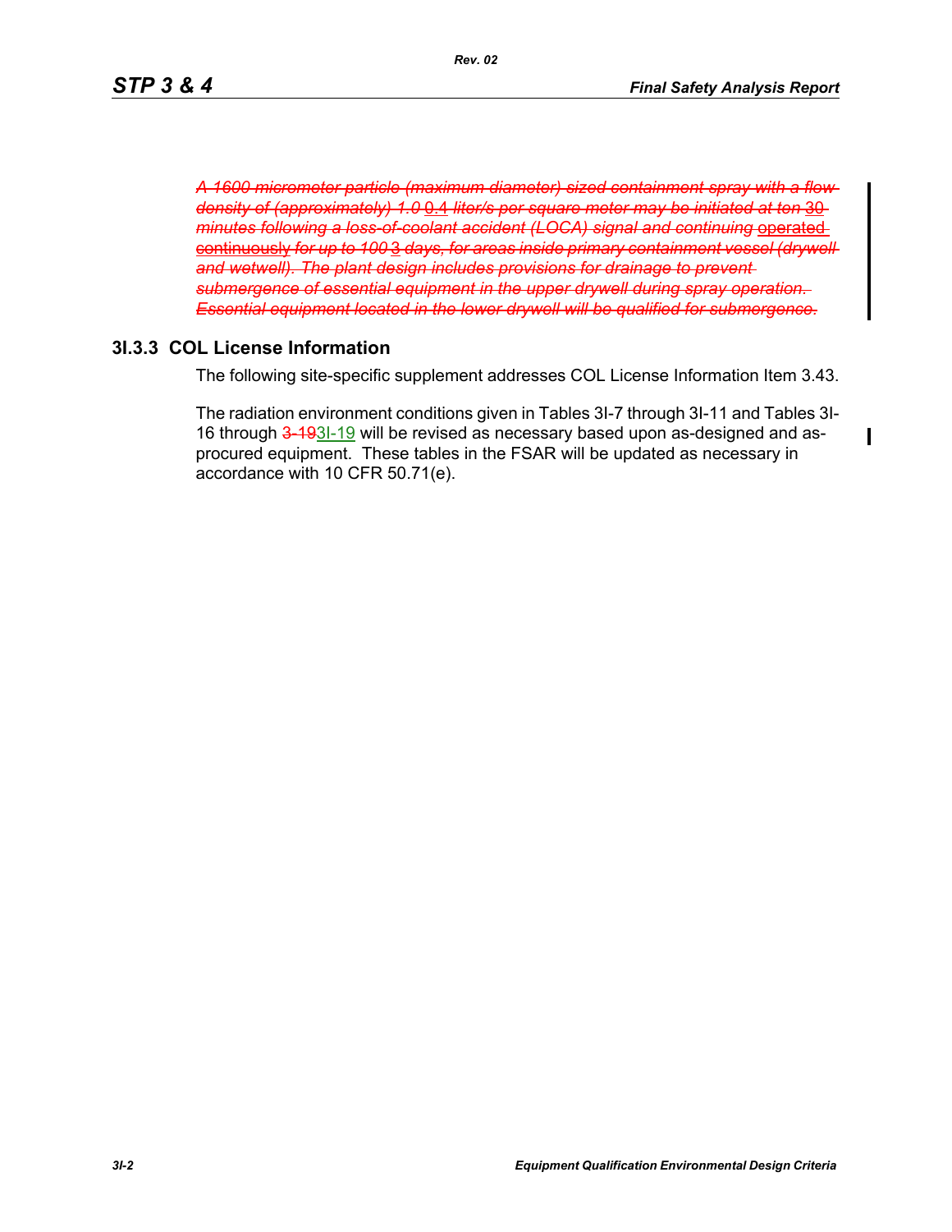~~*A 1600 micrometer particle (maximum diameter) sized containment spray with a flow density of (approximately) 1.0*~~ 0.4 ~~*liter/s per square meter may be initiated at ten*~~ 30 ~~*minutes following a loss-of-coolant accident (LOCA) signal and continuing*~~ ~~operated continuously~~ ~~*for up to 100*~~ 3 ~~*days, for areas inside primary containment vessel (drywell and wetwell). The plant design includes provisions for drainage to prevent submergence of essential equipment in the upper drywell during spray operation. Essential equipment located in the lower drywell will be qualified for submergence.*~~

### 3I.3.3 COL License Information

The following site-specific supplement addresses COL License Information Item 3.43.

The radiation environment conditions given in Tables 3I-7 through 3I-11 and Tables 3I-16 through ~~3-19~~3I-19 will be revised as necessary based upon as-designed and as-procured equipment. These tables in the FSAR will be updated as necessary in accordance with 10 CFR 50.71(e).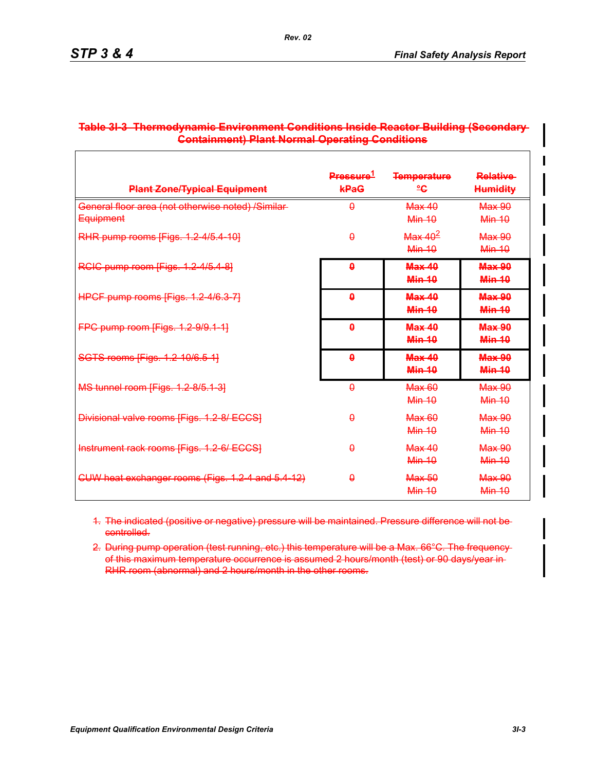**Table 3I-3 Thermodynamic Environment Conditions Inside Reactor Building (Secondary Containment) Plant Normal Operating Conditions**

| Plant Zone/Typical Equipment | Pressure[1] kPaG | Temperature °C | Relative Humidity |
|---|---|---|---|
| General floor area (not otherwise noted) /Similar Equipment | 0 | Max 40<br>Min 10 | Max 90<br>Min 10 |
| RHR pump rooms [Figs. 1.2-4/5.4-10] | 0 | Max 40[2]<br>Min 10 | Max 90<br>Min 10 |
| RCIC pump room [Figs. 1.2-4/5.4-8] | **0** | **Max 40**<br>**Min 10** | **Max 90**<br>**Min 10** |
| HPCF pump rooms [Figs. 1.2-4/6.3-7] | **0** | **Max 40**<br>**Min 10** | **Max 90**<br>**Min 10** |
| FPC pump room [Figs. 1.2-9/9.1-1] | **0** | **Max 40**<br>**Min 10** | **Max 90**<br>**Min 10** |
| SGTS rooms [Figs. 1.2-10/6.5-1] | **0** | **Max 40**<br>**Min 10** | **Max 90**<br>**Min 10** |
| MS tunnel room [Figs. 1.2-8/5.1-3] | 0 | Max 60<br>Min 10 | Max 90<br>Min 10 |
| Divisional valve rooms [Figs. 1.2-8/ ECCS] | 0 | Max 60<br>Min 10 | Max 90<br>Min 10 |
| Instrument rack rooms [Figs. 1.2-6/ ECCS] | 0 | Max 40<br>Min 10 | Max 90<br>Min 10 |
| CUW heat exchanger rooms (Figs. 1.2-4 and 5.4-12) | 0 | Max 50<br>Min 10 | Max 90<br>Min 10 |

1. The indicated (positive or negative) pressure will be maintained. Pressure difference will not be controlled.
2. During pump operation (test running, etc.) this temperature will be a Max. 66°C. The frequency of this maximum temperature occurrence is assumed 2 hours/month (test) or 90 days/year in RHR room (abnormal) and 2 hours/month in the other rooms.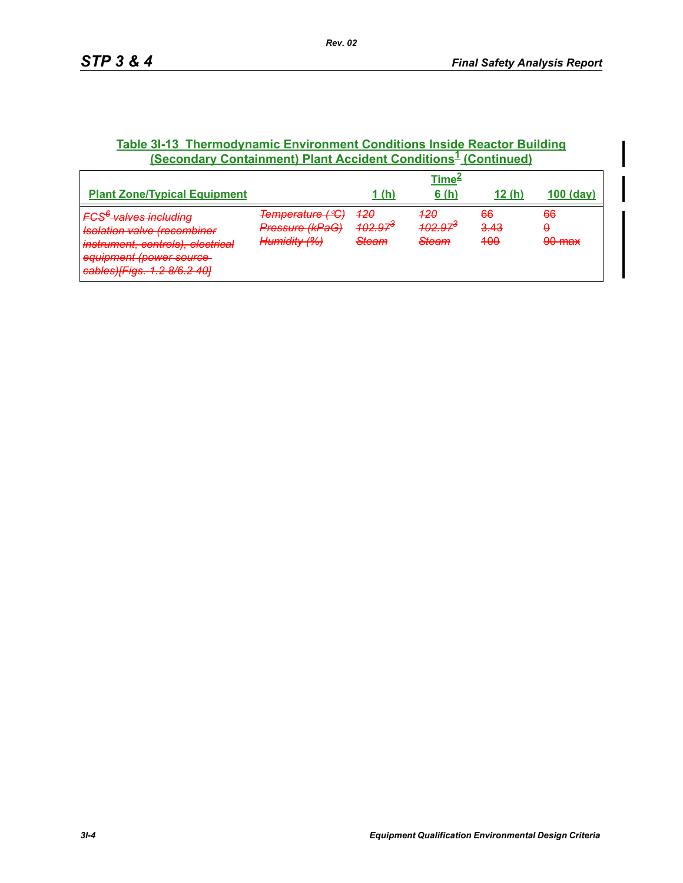**Table 3I-13 Thermodynamic Environment Conditions Inside Reactor Building (Secondary Containment) Plant Accident Conditions[1] (Continued)**

| Plant Zone/Typical Equipment | | Time[2] 1 (h) | 6 (h) | 12 (h) | 100 (day) |
|---|---|---|---|---|---|
| ~~FCS[6] valves including Isolation valve (recombiner instrument, controls), electrical equipment (power source cables)[Figs. 1.2 8/6.2 40]~~ | ~~Temperature (°C)~~ | ~~120~~ | ~~120~~ | ~~66~~ | ~~66~~ |
| | ~~Pressure (kPaG)~~ | ~~102.97[3]~~ | ~~102.97[3]~~ | ~~3.43~~ | ~~0~~ |
| | ~~Humidity (%)~~ | ~~Steam~~ | ~~Steam~~ | ~~100~~ | ~~90 max~~ |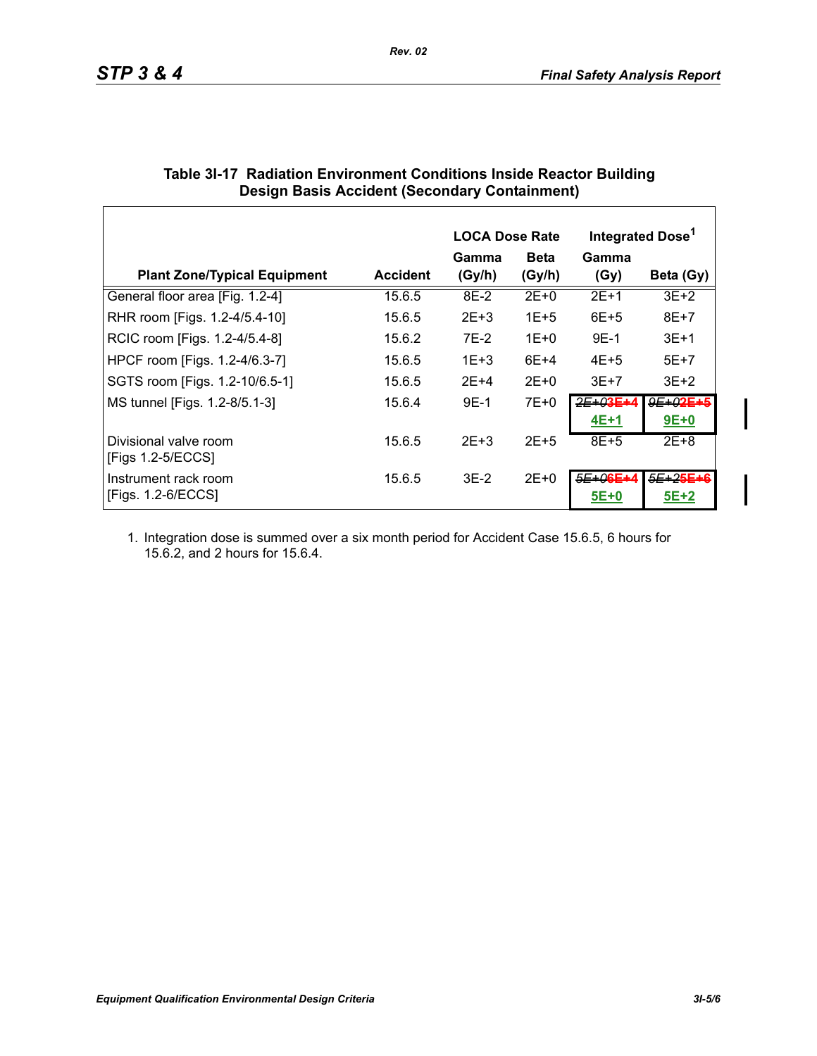## Table 3I-17 Radiation Environment Conditions Inside Reactor Building Design Basis Accident (Secondary Containment)

| Plant Zone/Typical Equipment | Accident | LOCA Dose Rate | | Integrated Dose[1] | |
|---|---|---|---|---|---|
| | | Gamma (Gy/h) | Beta (Gy/h) | Gamma (Gy) | Beta (Gy) |
| General floor area [Fig. 1.2-4] | 15.6.5 | 8E-2 | 2E+0 | 2E+1 | 3E+2 |
| RHR room [Figs. 1.2-4/5.4-10] | 15.6.5 | 2E+3 | 1E+5 | 6E+5 | 8E+7 |
| RCIC room [Figs. 1.2-4/5.4-8] | 15.6.2 | 7E-2 | 1E+0 | 9E-1 | 3E+1 |
| HPCF room [Figs. 1.2-4/6.3-7] | 15.6.5 | 1E+3 | 6E+4 | 4E+5 | 5E+7 |
| SGTS room [Figs. 1.2-10/6.5-1] | 15.6.5 | 2E+4 | 2E+0 | 3E+7 | 3E+2 |
| MS tunnel [Figs. 1.2-8/5.1-3] | 15.6.4 | 9E-1 | 7E+0 | ~~2E+0~~ ~~3E+4~~ 4E+1 | ~~9E+0~~ ~~2E+5~~ 9E+0 |
| Divisional valve room [Figs 1.2-5/ECCS] | 15.6.5 | 2E+3 | 2E+5 | 8E+5 | 2E+8 |
| Instrument rack room [Figs. 1.2-6/ECCS] | 15.6.5 | 3E-2 | 2E+0 | ~~5E+0~~ ~~6E+4~~ 5E+0 | ~~5E+2~~ ~~5E+6~~ 5E+2 |

1. Integration dose is summed over a six month period for Accident Case 15.6.5, 6 hours for 15.6.2, and 2 hours for 15.6.4.